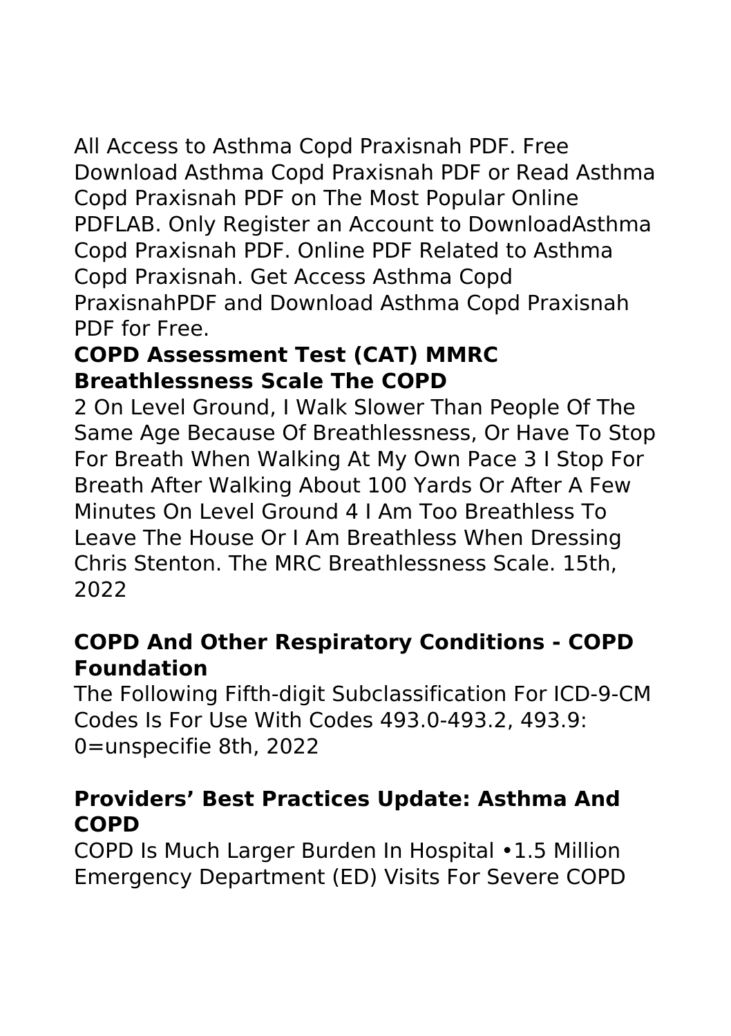All Access to Asthma Copd Praxisnah PDF. Free Download Asthma Copd Praxisnah PDF or Read Asthma Copd Praxisnah PDF on The Most Popular Online PDFLAB. Only Register an Account to DownloadAsthma Copd Praxisnah PDF. Online PDF Related to Asthma Copd Praxisnah. Get Access Asthma Copd PraxisnahPDF and Download Asthma Copd Praxisnah PDF for Free.

**COPD Assessment Test (CAT) MMRC Breathlessness Scale The COPD**

2 On Level Ground, I Walk Slower Than People Of The Same Age Because Of Breathlessness, Or Have To Stop For Breath When Walking At My Own Pace 3 I Stop For Breath After Walking About 100 Yards Or After A Few Minutes On Level Ground 4 I Am Too Breathless To Leave The House Or I Am Breathless When Dressing Chris Stenton. The MRC Breathlessness Scale. 15th, 2022

**COPD And Other Respiratory Conditions - COPD Foundation**

The Following Fifth-digit Subclassification For ICD-9-CM Codes Is For Use With Codes 493.0-493.2, 493.9: 0=unspecifie 8th, 2022

**Providers' Best Practices Update: Asthma And COPD**

COPD Is Much Larger Burden In Hospital •1.5 Million Emergency Department (ED) Visits For Severe COPD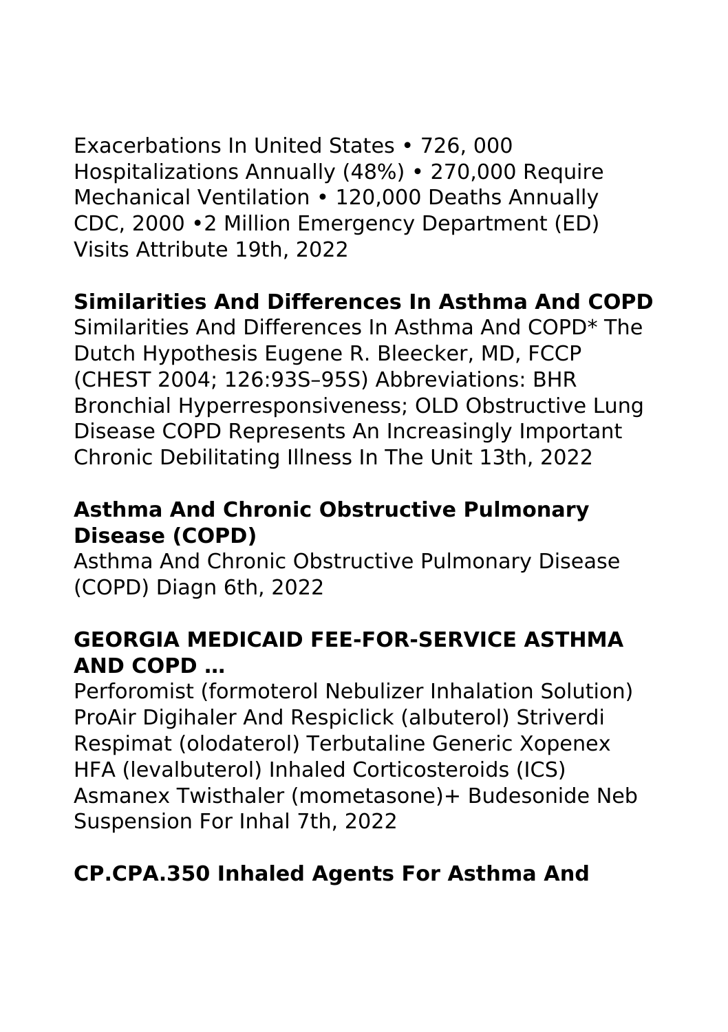Exacerbations In United States • 726, 000 Hospitalizations Annually (48%) • 270,000 Require Mechanical Ventilation • 120,000 Deaths Annually CDC, 2000 •2 Million Emergency Department (ED) Visits Attribute 19th, 2022

### Similarities And Differences In Asthma And COPD

Similarities And Differences In Asthma And COPD* The Dutch Hypothesis Eugene R. Bleecker, MD, FCCP (CHEST 2004; 126:93S–95S) Abbreviations: BHR Bronchial Hyperresponsiveness; OLD Obstructive Lung Disease COPD Represents An Increasingly Important Chronic Debilitating Illness In The Unit 13th, 2022

### Asthma And Chronic Obstructive Pulmonary Disease (COPD)

Asthma And Chronic Obstructive Pulmonary Disease (COPD) Diagn 6th, 2022

### GEORGIA MEDICAID FEE-FOR-SERVICE ASTHMA AND COPD …

Perforomist (formoterol Nebulizer Inhalation Solution) ProAir Digihaler And Respiclick (albuterol) Striverdi Respimat (olodaterol) Terbutaline Generic Xopenex HFA (levalbuterol) Inhaled Corticosteroids (ICS) Asmanex Twisthaler (mometasone)+ Budesonide Neb Suspension For Inhal 7th, 2022

### CP.CPA.350 Inhaled Agents For Asthma And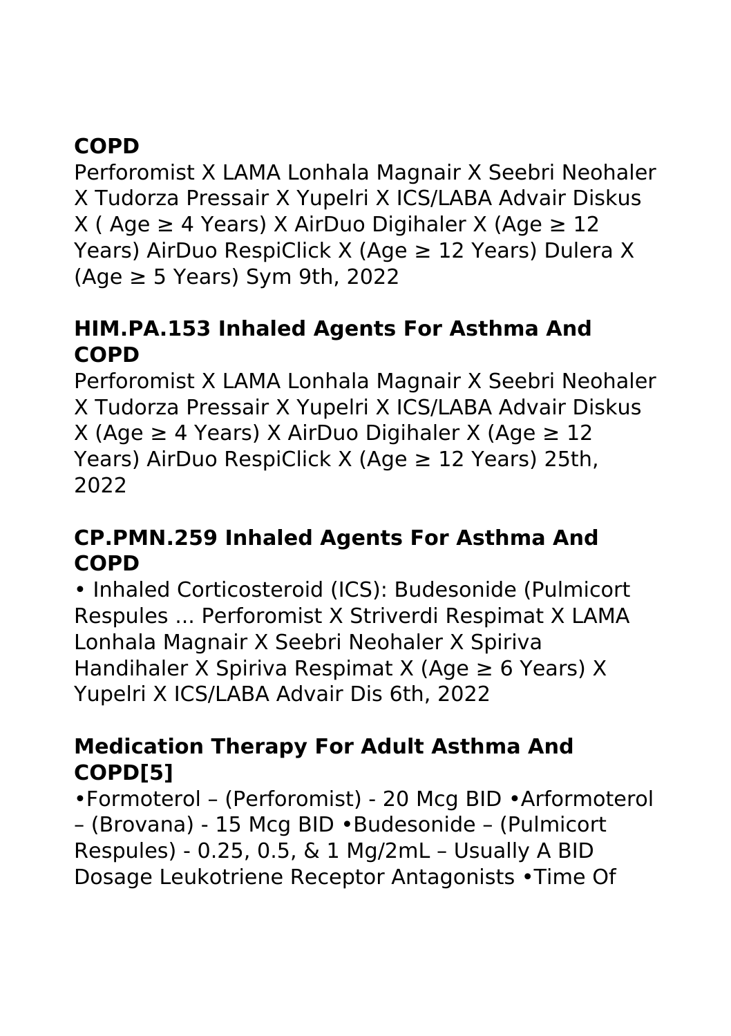## COPD

Perforomist X LAMA Lonhala Magnair X Seebri Neohaler X Tudorza Pressair X Yupelri X ICS/LABA Advair Diskus X ( Age ≥ 4 Years) X AirDuo Digihaler X (Age ≥ 12 Years) AirDuo RespiClick X (Age ≥ 12 Years) Dulera X (Age ≥ 5 Years) Sym 9th, 2022

## HIM.PA.153 Inhaled Agents For Asthma And COPD

Perforomist X LAMA Lonhala Magnair X Seebri Neohaler X Tudorza Pressair X Yupelri X ICS/LABA Advair Diskus X (Age ≥ 4 Years) X AirDuo Digihaler X (Age ≥ 12 Years) AirDuo RespiClick X (Age ≥ 12 Years) 25th, 2022

## CP.PMN.259 Inhaled Agents For Asthma And COPD

• Inhaled Corticosteroid (ICS): Budesonide (Pulmicort Respules ... Perforomist X Striverdi Respimat X LAMA Lonhala Magnair X Seebri Neohaler X Spiriva Handihaler X Spiriva Respimat X (Age ≥ 6 Years) X Yupelri X ICS/LABA Advair Dis 6th, 2022

## Medication Therapy For Adult Asthma And COPD[5]

•Formoterol – (Perforomist) - 20 Mcg BID •Arformoterol – (Brovana) - 15 Mcg BID •Budesonide – (Pulmicort Respules) - 0.25, 0.5, & 1 Mg/2mL – Usually A BID Dosage Leukotriene Receptor Antagonists •Time Of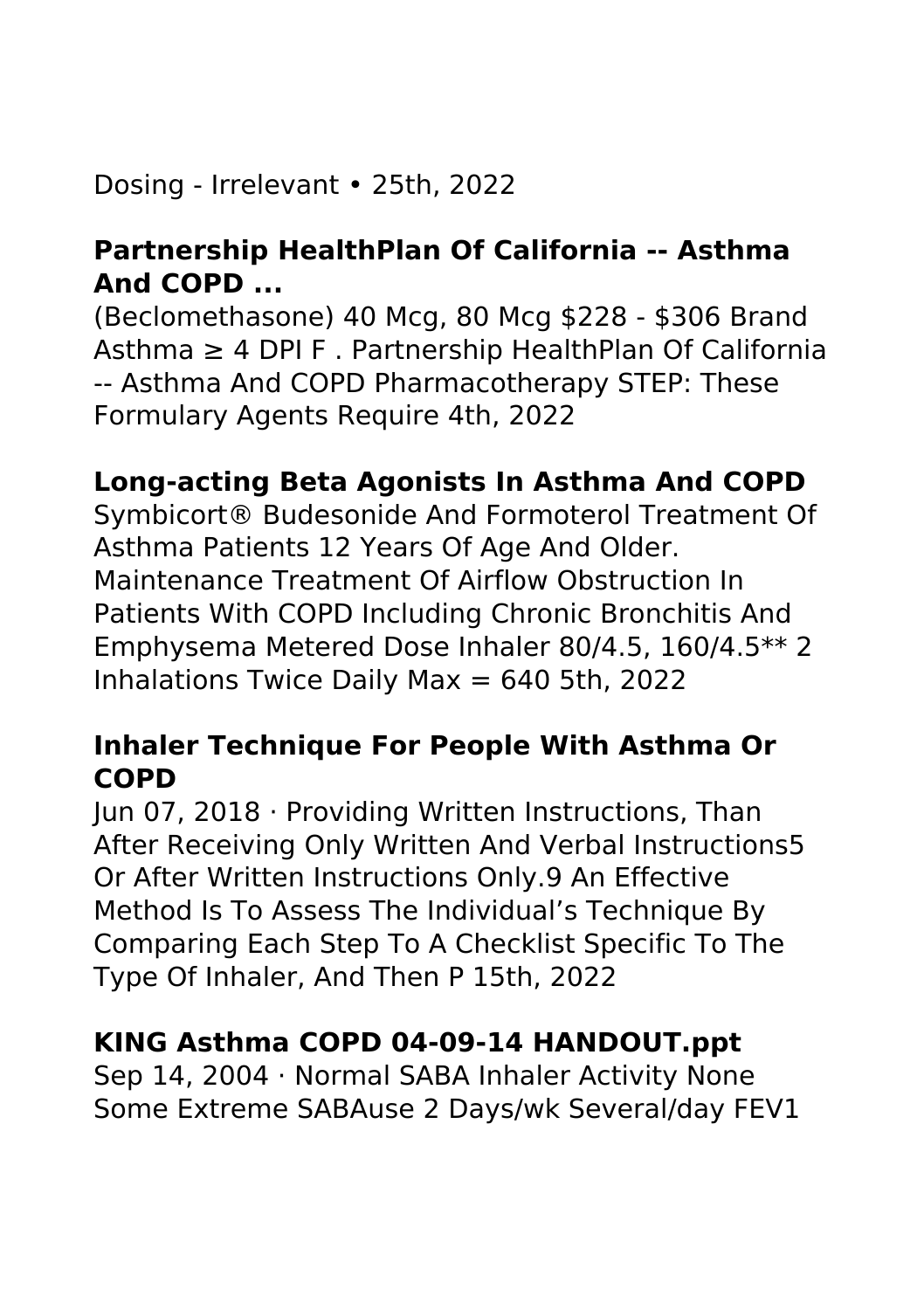Dosing - Irrelevant • 25th, 2022

### Partnership HealthPlan Of California -- Asthma And COPD ...

(Beclomethasone) 40 Mcg, 80 Mcg $228 - $306 Brand Asthma ≥ 4 DPI F . Partnership HealthPlan Of California -- Asthma And COPD Pharmacotherapy STEP: These Formulary Agents Require 4th, 2022

### Long-acting Beta Agonists In Asthma And COPD

Symbicort® Budesonide And Formoterol Treatment Of Asthma Patients 12 Years Of Age And Older. Maintenance Treatment Of Airflow Obstruction In Patients With COPD Including Chronic Bronchitis And Emphysema Metered Dose Inhaler 80/4.5, 160/4.5** 2 Inhalations Twice Daily Max = 640 5th, 2022

### Inhaler Technique For People With Asthma Or COPD

Jun 07, 2018 · Providing Written Instructions, Than After Receiving Only Written And Verbal Instructions5 Or After Written Instructions Only.9 An Effective Method Is To Assess The Individual's Technique By Comparing Each Step To A Checklist Specific To The Type Of Inhaler, And Then P 15th, 2022

### KING Asthma COPD 04-09-14 HANDOUT.ppt

Sep 14, 2004 · Normal SABA Inhaler Activity None Some Extreme SABAuse 2 Days/wk Several/day FEV1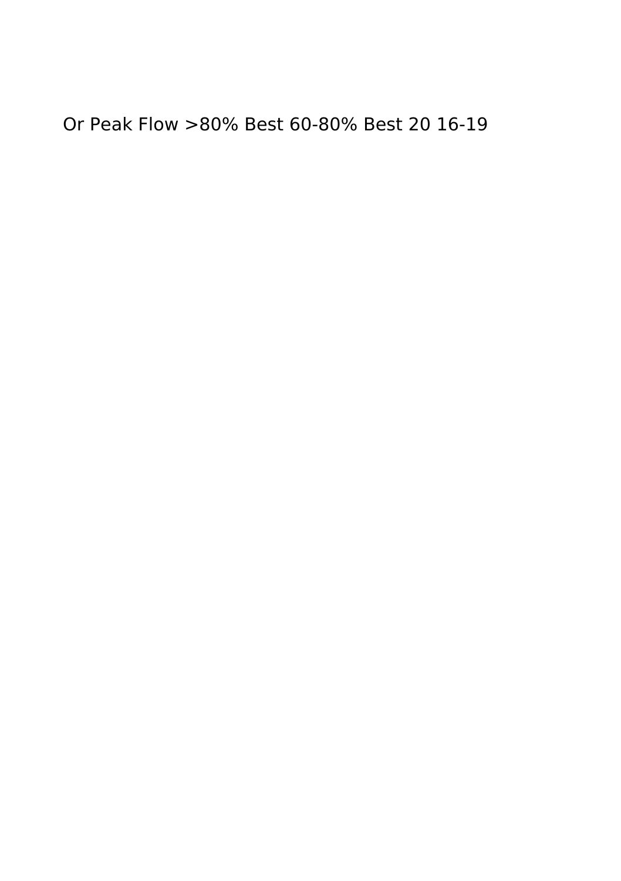Or Peak Flow >80% Best 60-80% Best 20 16-19